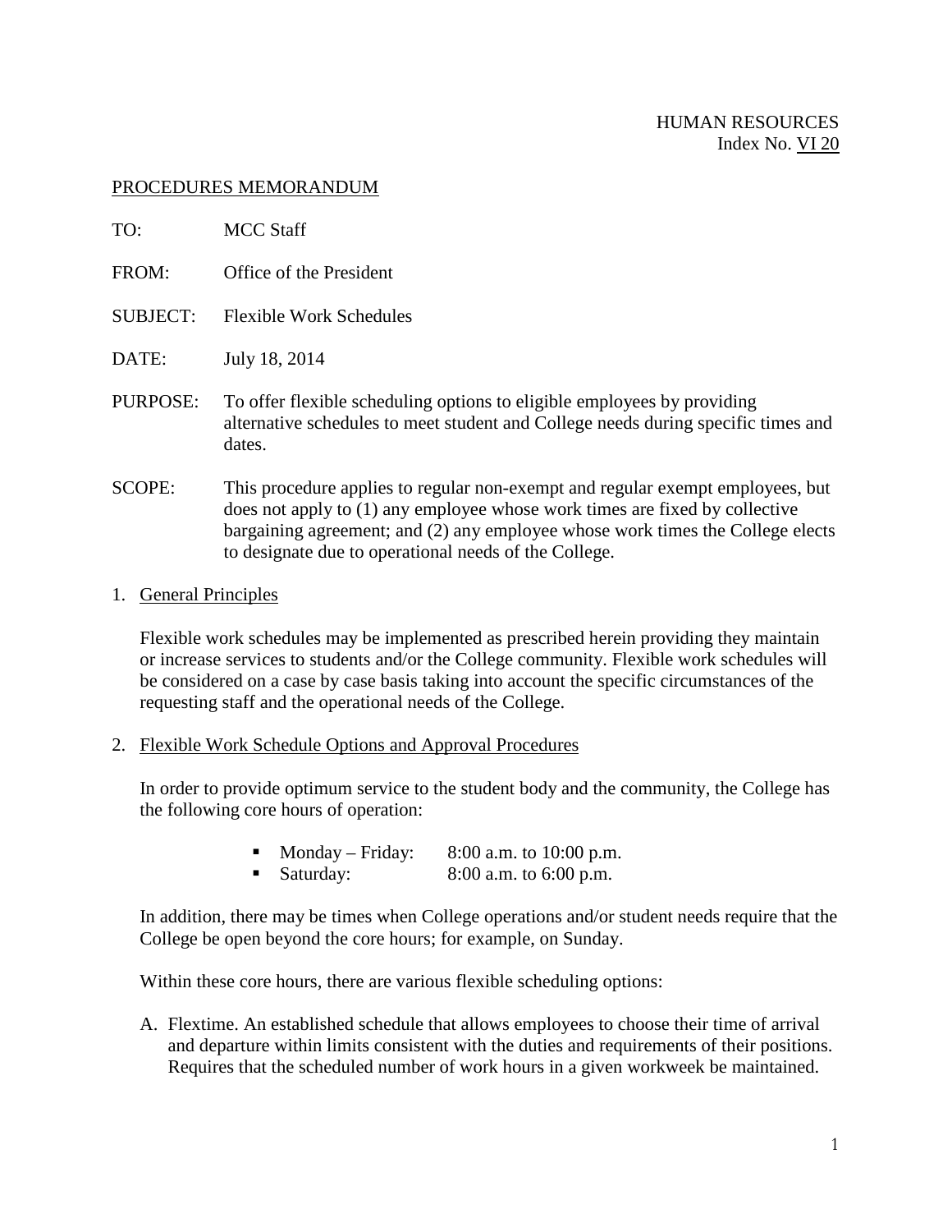HUMAN RESOURCES
Index No. VI 20

PROCEDURES MEMORANDUM

TO: MCC Staff

FROM: Office of the President

SUBJECT: Flexible Work Schedules

DATE: July 18, 2014

PURPOSE: To offer flexible scheduling options to eligible employees by providing alternative schedules to meet student and College needs during specific times and dates.

SCOPE: This procedure applies to regular non-exempt and regular exempt employees, but does not apply to (1) any employee whose work times are fixed by collective bargaining agreement; and (2) any employee whose work times the College elects to designate due to operational needs of the College.

1. General Principles

   Flexible work schedules may be implemented as prescribed herein providing they maintain or increase services to students and/or the College community. Flexible work schedules will be considered on a case by case basis taking into account the specific circumstances of the requesting staff and the operational needs of the College.

2. Flexible Work Schedule Options and Approval Procedures

   In order to provide optimum service to the student body and the community, the College has the following core hours of operation:

   - Monday – Friday: 8:00 a.m. to 10:00 p.m.
   - Saturday: 8:00 a.m. to 6:00 p.m.

   In addition, there may be times when College operations and/or student needs require that the College be open beyond the core hours; for example, on Sunday.

   Within these core hours, there are various flexible scheduling options:

   A. Flextime. An established schedule that allows employees to choose their time of arrival and departure within limits consistent with the duties and requirements of their positions. Requires that the scheduled number of work hours in a given workweek be maintained.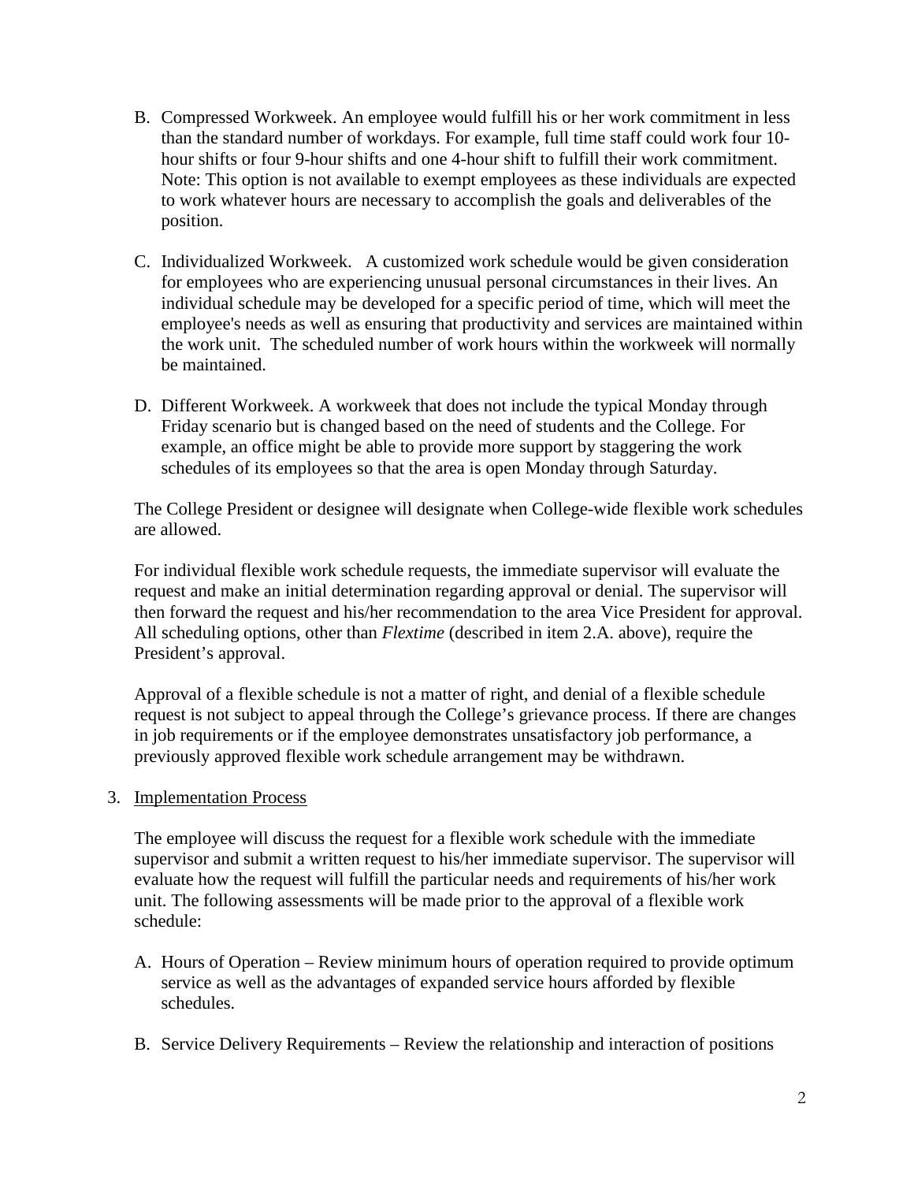B. Compressed Workweek. An employee would fulfill his or her work commitment in less than the standard number of workdays. For example, full time staff could work four 10-hour shifts or four 9-hour shifts and one 4-hour shift to fulfill their work commitment. Note: This option is not available to exempt employees as these individuals are expected to work whatever hours are necessary to accomplish the goals and deliverables of the position.

C. Individualized Workweek. A customized work schedule would be given consideration for employees who are experiencing unusual personal circumstances in their lives. An individual schedule may be developed for a specific period of time, which will meet the employee's needs as well as ensuring that productivity and services are maintained within the work unit. The scheduled number of work hours within the workweek will normally be maintained.

D. Different Workweek. A workweek that does not include the typical Monday through Friday scenario but is changed based on the need of students and the College. For example, an office might be able to provide more support by staggering the work schedules of its employees so that the area is open Monday through Saturday.

The College President or designee will designate when College-wide flexible work schedules are allowed.

For individual flexible work schedule requests, the immediate supervisor will evaluate the request and make an initial determination regarding approval or denial. The supervisor will then forward the request and his/her recommendation to the area Vice President for approval. All scheduling options, other than *Flextime* (described in item 2.A. above), require the President's approval.

Approval of a flexible schedule is not a matter of right, and denial of a flexible schedule request is not subject to appeal through the College's grievance process. If there are changes in job requirements or if the employee demonstrates unsatisfactory job performance, a previously approved flexible work schedule arrangement may be withdrawn.

3. Implementation Process

The employee will discuss the request for a flexible work schedule with the immediate supervisor and submit a written request to his/her immediate supervisor. The supervisor will evaluate how the request will fulfill the particular needs and requirements of his/her work unit. The following assessments will be made prior to the approval of a flexible work schedule:

A. Hours of Operation – Review minimum hours of operation required to provide optimum service as well as the advantages of expanded service hours afforded by flexible schedules.

B. Service Delivery Requirements – Review the relationship and interaction of positions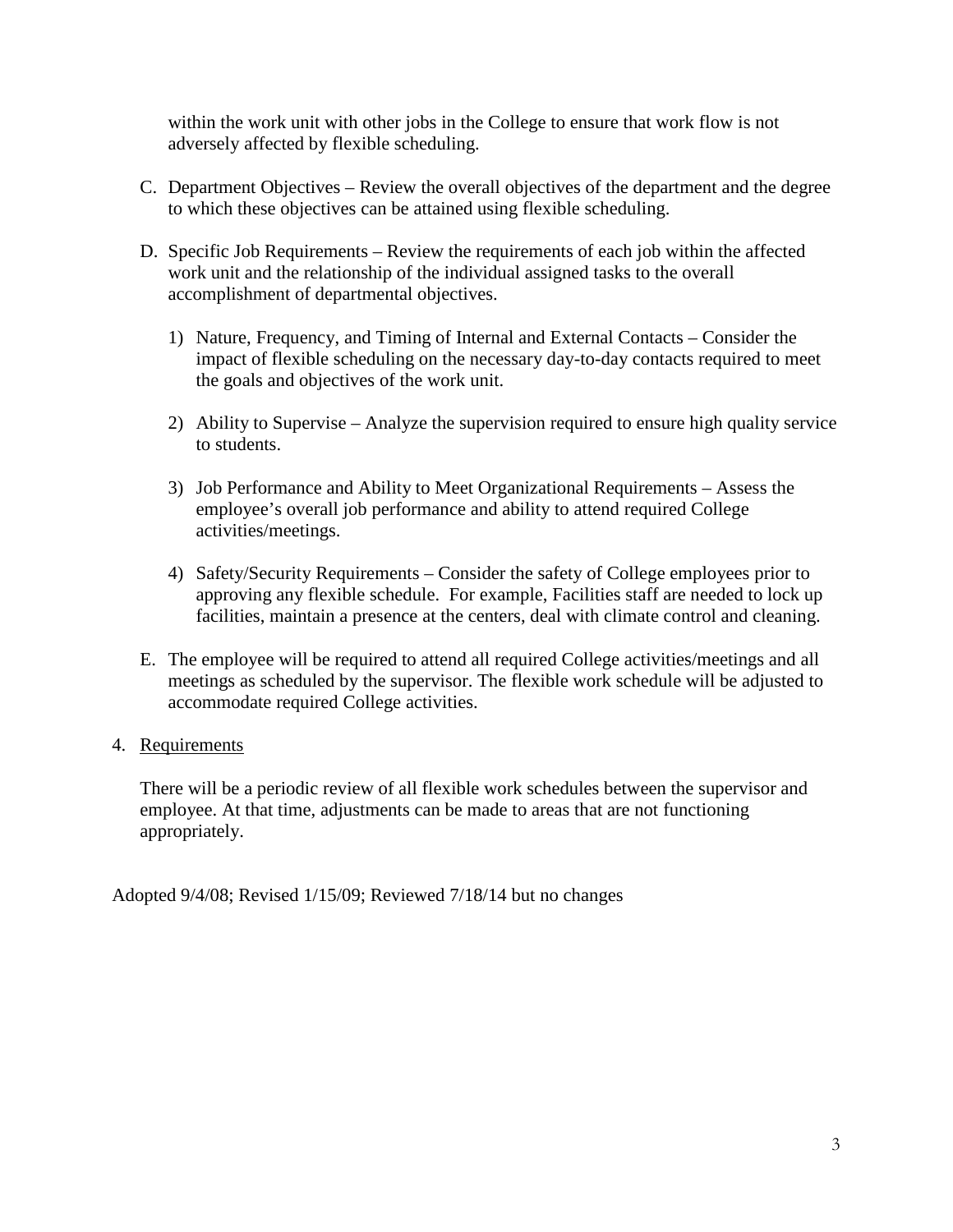within the work unit with other jobs in the College to ensure that work flow is not adversely affected by flexible scheduling.

C. Department Objectives – Review the overall objectives of the department and the degree to which these objectives can be attained using flexible scheduling.

D. Specific Job Requirements – Review the requirements of each job within the affected work unit and the relationship of the individual assigned tasks to the overall accomplishment of departmental objectives.

   1) Nature, Frequency, and Timing of Internal and External Contacts – Consider the impact of flexible scheduling on the necessary day-to-day contacts required to meet the goals and objectives of the work unit.

   2) Ability to Supervise – Analyze the supervision required to ensure high quality service to students.

   3) Job Performance and Ability to Meet Organizational Requirements – Assess the employee's overall job performance and ability to attend required College activities/meetings.

   4) Safety/Security Requirements – Consider the safety of College employees prior to approving any flexible schedule. For example, Facilities staff are needed to lock up facilities, maintain a presence at the centers, deal with climate control and cleaning.

E. The employee will be required to attend all required College activities/meetings and all meetings as scheduled by the supervisor. The flexible work schedule will be adjusted to accommodate required College activities.

4. Requirements

   There will be a periodic review of all flexible work schedules between the supervisor and employee. At that time, adjustments can be made to areas that are not functioning appropriately.

Adopted 9/4/08; Revised 1/15/09; Reviewed 7/18/14 but no changes